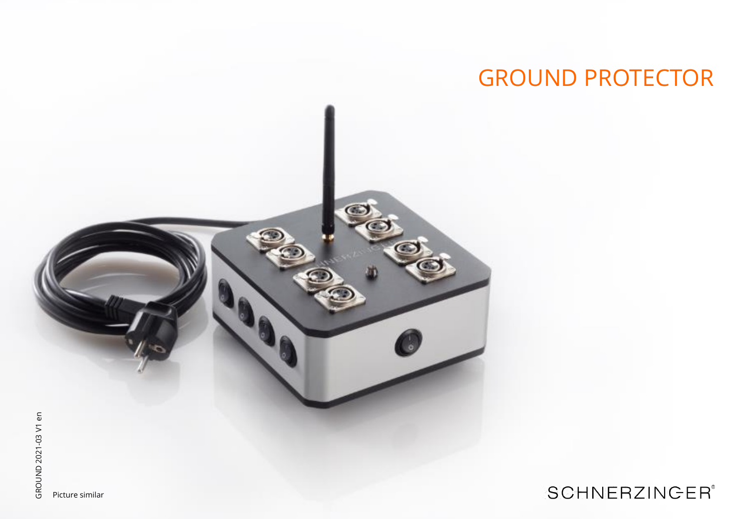# GROUND PROTECTOR

GROUND 2021-03 V1 en

Picture similar

SCHNERZINGER®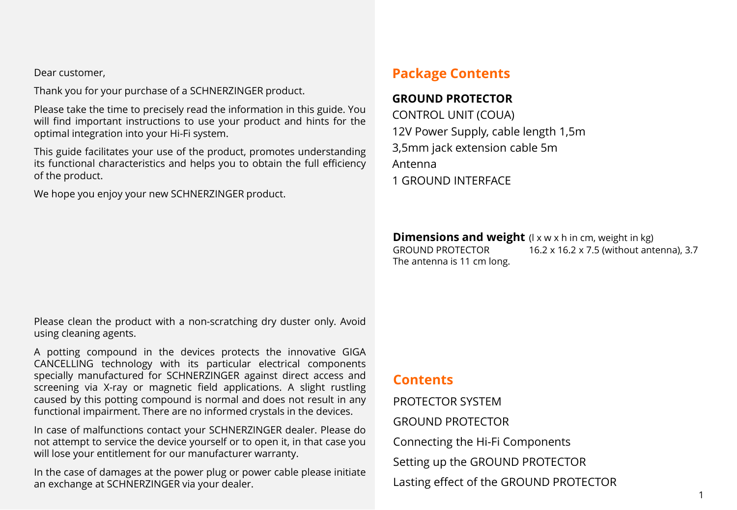Dear customer,

Thank you for your purchase of a SCHNERZINGER product.

Please take the time to precisely read the information in this guide. You will find important instructions to use your product and hints for the optimal integration into your Hi-Fi system.

This guide facilitates your use of the product, promotes understanding its functional characteristics and helps you to obtain the full efficiency of the product.

We hope you enjoy your new SCHNERZINGER product.

Please clean the product with a non-scratching dry duster only. Avoid using cleaning agents.

A potting compound in the devices protects the innovative GIGA CANCELLING technology with its particular electrical components specially manufactured for SCHNERZINGER against direct access and screening via X-ray or magnetic field applications. A slight rustling caused by this potting compound is normal and does not result in any functional impairment. There are no informed crystals in the devices.

In case of malfunctions contact your SCHNERZINGER dealer. Please do not attempt to service the device yourself or to open it, in that case you will lose your entitlement for our manufacturer warranty.

In the case of damages at the power plug or power cable please initiate an exchange at SCHNERZINGER via your dealer.

## Package Contents

**GROUND PROTECTOR**

CONTROL UNIT (COUA)

12V Power Supply, cable length 1,5m

3,5mm jack extension cable 5m

Antenna

1 GROUND INTERFACE

**Dimensions and weight** (l x w x h in cm, weight in kg)

GROUND PROTECTOR 16.2 x 16.2 x 7.5 (without antenna), 3.7

The antenna is 11 cm long.

## Contents

PROTECTOR SYSTEM

GROUND PROTECTOR

Connecting the Hi-Fi Components

Setting up the GROUND PROTECTOR

Lasting effect of the GROUND PROTECTOR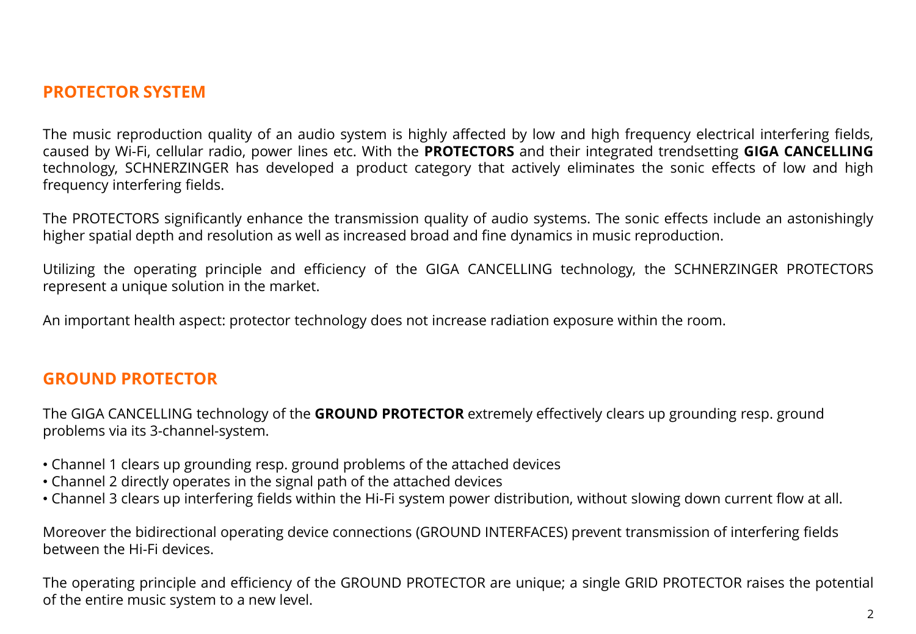## PROTECTOR SYSTEM

The music reproduction quality of an audio system is highly affected by low and high frequency electrical interfering fields, caused by Wi-Fi, cellular radio, power lines etc. With the **PROTECTORS** and their integrated trendsetting **GIGA CANCELLING** technology, SCHNERZINGER has developed a product category that actively eliminates the sonic effects of low and high frequency interfering fields.

The PROTECTORS significantly enhance the transmission quality of audio systems. The sonic effects include an astonishingly higher spatial depth and resolution as well as increased broad and fine dynamics in music reproduction.

Utilizing the operating principle and efficiency of the GIGA CANCELLING technology, the SCHNERZINGER PROTECTORS represent a unique solution in the market.

An important health aspect: protector technology does not increase radiation exposure within the room.

## GROUND PROTECTOR

The GIGA CANCELLING technology of the **GROUND PROTECTOR** extremely effectively clears up grounding resp. ground problems via its 3-channel-system.

- Channel 1 clears up grounding resp. ground problems of the attached devices
- Channel 2 directly operates in the signal path of the attached devices
- Channel 3 clears up interfering fields within the Hi-Fi system power distribution, without slowing down current flow at all.

Moreover the bidirectional operating device connections (GROUND INTERFACES) prevent transmission of interfering fields between the Hi-Fi devices.

The operating principle and efficiency of the GROUND PROTECTOR are unique; a single GRID PROTECTOR raises the potential of the entire music system to a new level.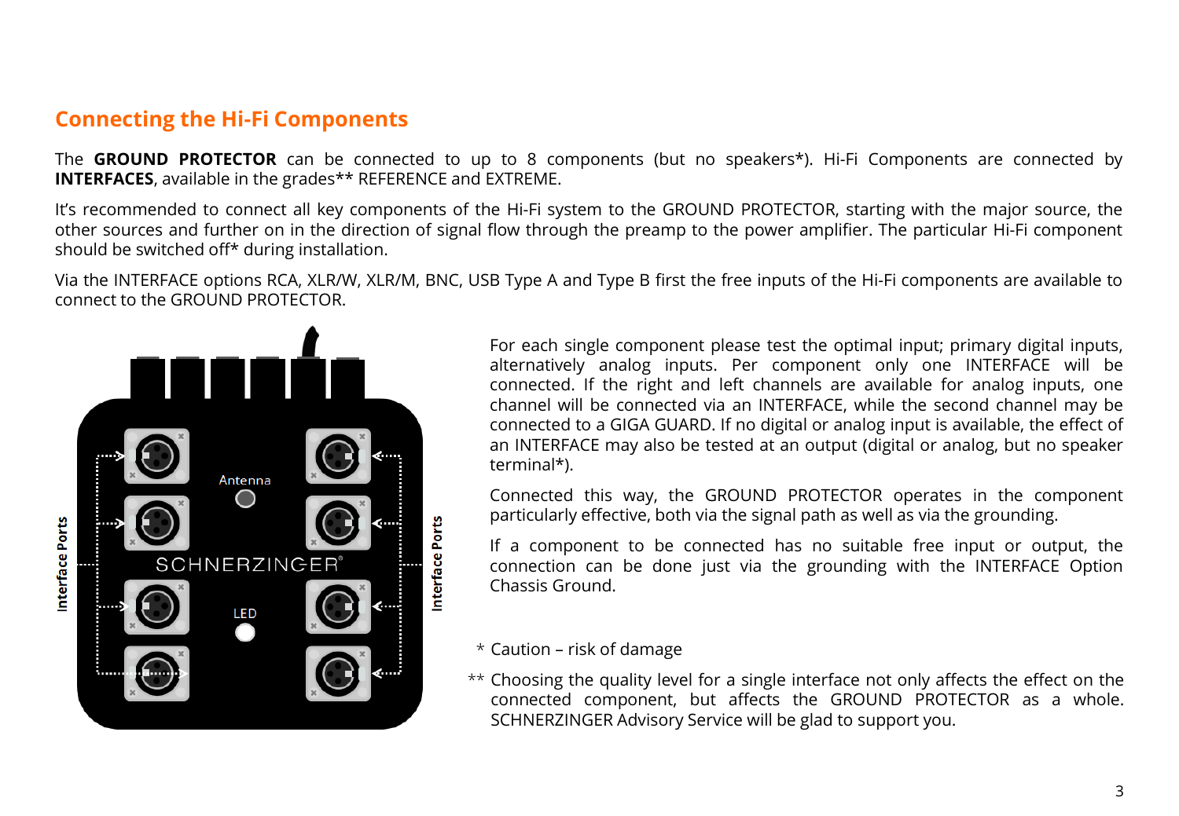## Connecting the Hi-Fi Components

The **GROUND PROTECTOR** can be connected to up to 8 components (but no speakers*). Hi-Fi Components are connected by **INTERFACES**, available in the grades** REFERENCE and EXTREME.

It's recommended to connect all key components of the Hi-Fi system to the GROUND PROTECTOR, starting with the major source, the other sources and further on in the direction of signal flow through the preamp to the power amplifier. The particular Hi-Fi component should be switched off* during installation.

Via the INTERFACE options RCA, XLR/W, XLR/M, BNC, USB Type A and Type B first the free inputs of the Hi-Fi components are available to connect to the GROUND PROTECTOR.

For each single component please test the optimal input; primary digital inputs, alternatively analog inputs. Per component only one INTERFACE will be connected. If the right and left channels are available for analog inputs, one channel will be connected via an INTERFACE, while the second channel may be connected to a GIGA GUARD. If no digital or analog input is available, the effect of an INTERFACE may also be tested at an output (digital or analog, but no speaker terminal*).

Connected this way, the GROUND PROTECTOR operates in the component particularly effective, both via the signal path as well as via the grounding.

If a component to be connected has no suitable free input or output, the connection can be done just via the grounding with the INTERFACE Option Chassis Ground.

Interface Ports

Antenna

SCHNERZINGER®

LED

Interface Ports

\* Caution – risk of damage

** Choosing the quality level for a single interface not only affects the effect on the connected component, but affects the GROUND PROTECTOR as a whole. SCHNERZINGER Advisory Service will be glad to support you.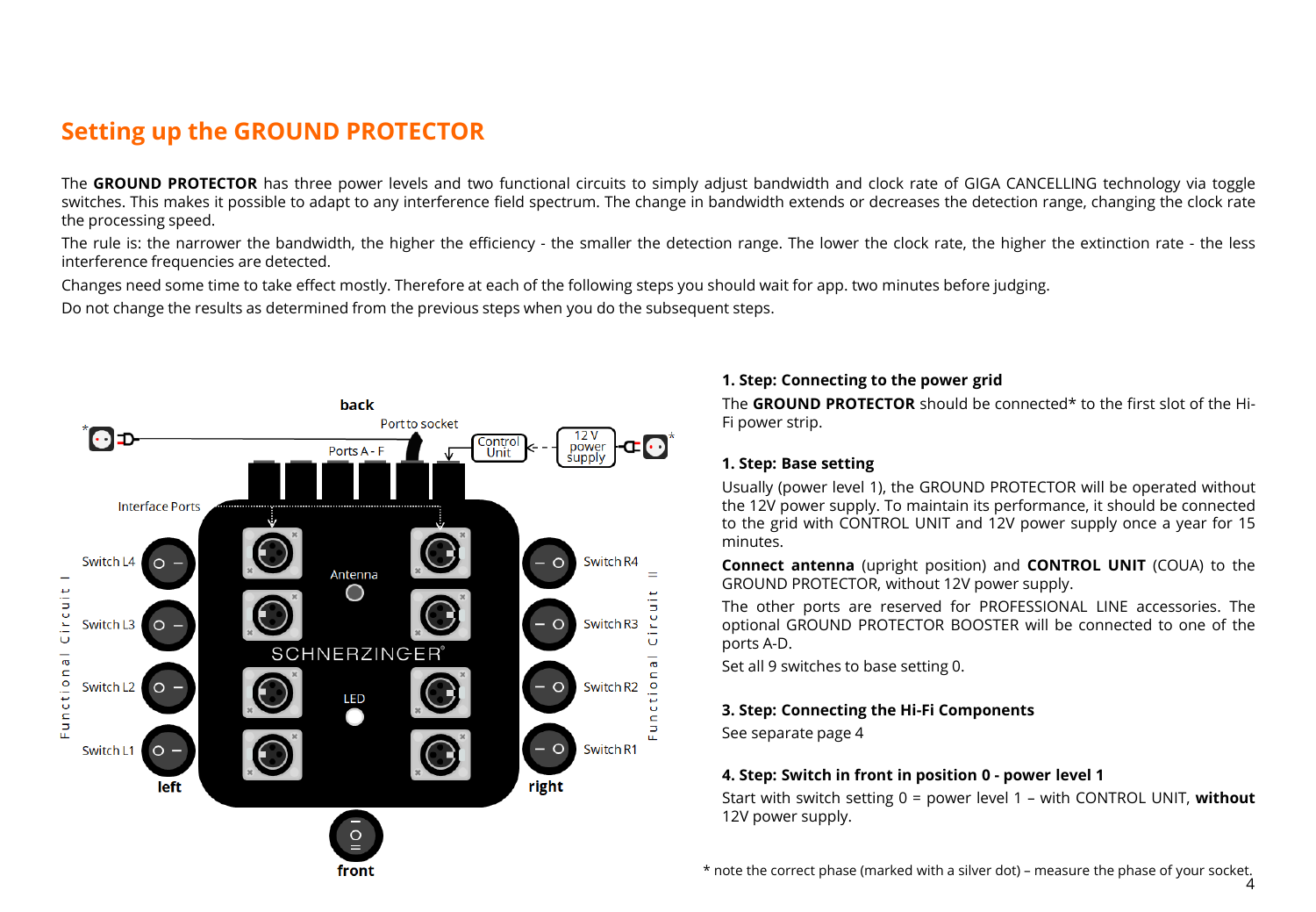## Setting up the GROUND PROTECTOR

The **GROUND PROTECTOR** has three power levels and two functional circuits to simply adjust bandwidth and clock rate of GIGA CANCELLING technology via toggle switches. This makes it possible to adapt to any interference field spectrum. The change in bandwidth extends or decreases the detection range, changing the clock rate the processing speed.

The rule is: the narrower the bandwidth, the higher the efficiency - the smaller the detection range. The lower the clock rate, the higher the extinction rate - the less interference frequencies are detected.

Changes need some time to take effect mostly. Therefore at each of the following steps you should wait for app. two minutes before judging.

Do not change the results as determined from the previous steps when you do the subsequent steps.

back

Port to socket

Ports A - F

Control Unit

12 V power supply

Interface Ports

Switch L4

Switch L3

Switch L2

Switch L1

Functional Circuit I

Antenna

SCHNERZINGER®

LED

Switch R4

Switch R3

Switch R2

Switch R1

Functional Circuit II

left

right

front

**1. Step: Connecting to the power grid**

The **GROUND PROTECTOR** should be connected* to the first slot of the Hi-Fi power strip.

**1. Step: Base setting**

Usually (power level 1), the GROUND PROTECTOR will be operated without the 12V power supply. To maintain its performance, it should be connected to the grid with CONTROL UNIT and 12V power supply once a year for 15 minutes.

**Connect antenna** (upright position) and **CONTROL UNIT** (COUA) to the GROUND PROTECTOR, without 12V power supply.

The other ports are reserved for PROFESSIONAL LINE accessories. The optional GROUND PROTECTOR BOOSTER will be connected to one of the ports A-D.

Set all 9 switches to base setting 0.

**3. Step: Connecting the Hi-Fi Components**

See separate page 4

**4. Step: Switch in front in position 0 - power level 1**

Start with switch setting 0 = power level 1 – with CONTROL UNIT, **without** 12V power supply.

* note the correct phase (marked with a silver dot) – measure the phase of your socket.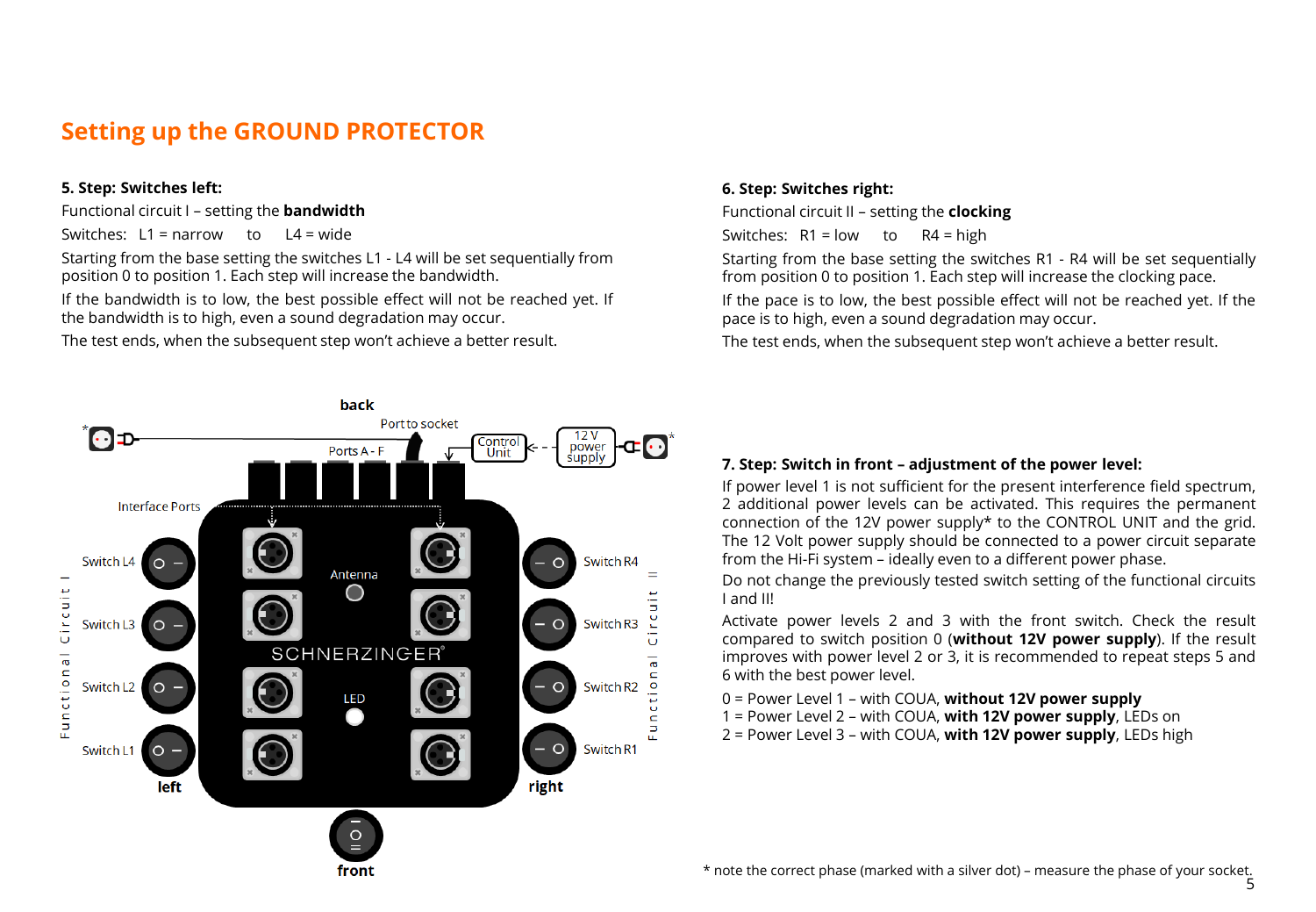## Setting up the GROUND PROTECTOR

**5. Step: Switches left:**

Functional circuit I – setting the **bandwidth**

Switches: L1 = narrow to L4 = wide

Starting from the base setting the switches L1 - L4 will be set sequentially from position 0 to position 1. Each step will increase the bandwidth.

If the bandwidth is to low, the best possible effect will not be reached yet. If the bandwidth is to high, even a sound degradation may occur.

The test ends, when the subsequent step won't achieve a better result.

**6. Step: Switches right:**

Functional circuit II – setting the **clocking**

Switches: R1 = low to R4 = high

Starting from the base setting the switches R1 - R4 will be set sequentially from position 0 to position 1. Each step will increase the clocking pace.

If the pace is to low, the best possible effect will not be reached yet. If the pace is to high, even a sound degradation may occur.

The test ends, when the subsequent step won't achieve a better result.

back

Port to socket

Ports A - F

Control Unit

12 V power supply

Interface Ports

Switch L4

Switch L3

Switch L2

Switch L1

Functional Circuit I

Antenna

SCHNERZINGER

LED

Switch R4

Switch R3

Switch R2

Switch R1

Functional Circuit II

left

right

front

**7. Step: Switch in front – adjustment of the power level:**

If power level 1 is not sufficient for the present interference field spectrum, 2 additional power levels can be activated. This requires the permanent connection of the 12V power supply* to the CONTROL UNIT and the grid. The 12 Volt power supply should be connected to a power circuit separate from the Hi-Fi system – ideally even to a different power phase.

Do not change the previously tested switch setting of the functional circuits I and II!

Activate power levels 2 and 3 with the front switch. Check the result compared to switch position 0 (**without 12V power supply**). If the result improves with power level 2 or 3, it is recommended to repeat steps 5 and 6 with the best power level.

0 = Power Level 1 – with COUA, **without 12V power supply**
1 = Power Level 2 – with COUA, **with 12V power supply**, LEDs on
2 = Power Level 3 – with COUA, **with 12V power supply**, LEDs high

* note the correct phase (marked with a silver dot) – measure the phase of your socket.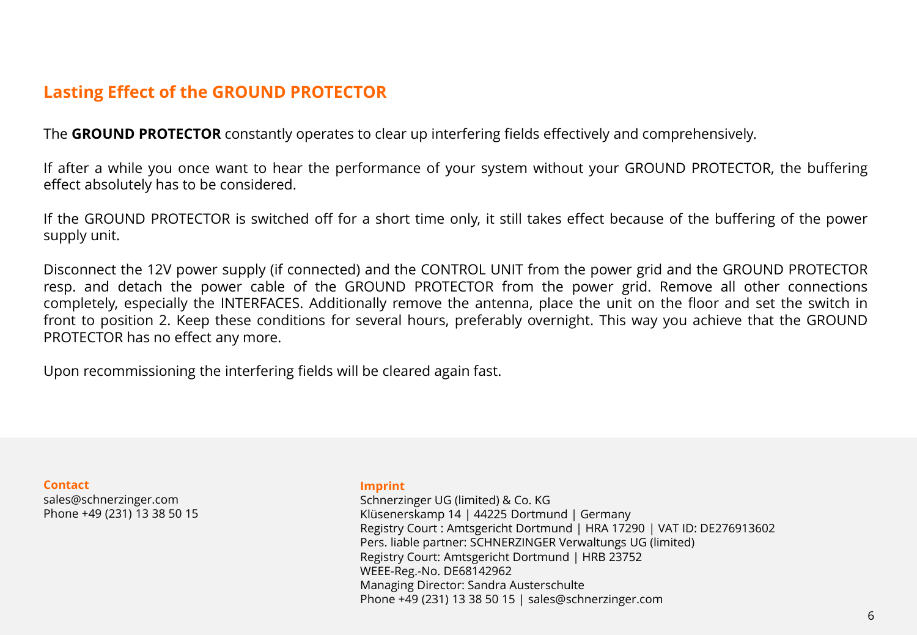## Lasting Effect of the GROUND PROTECTOR

The **GROUND PROTECTOR** constantly operates to clear up interfering fields effectively and comprehensively.

If after a while you once want to hear the performance of your system without your GROUND PROTECTOR, the buffering effect absolutely has to be considered.

If the GROUND PROTECTOR is switched off for a short time only, it still takes effect because of the buffering of the power supply unit.

Disconnect the 12V power supply (if connected) and the CONTROL UNIT from the power grid and the GROUND PROTECTOR resp. and detach the power cable of the GROUND PROTECTOR from the power grid. Remove all other connections completely, especially the INTERFACES. Additionally remove the antenna, place the unit on the floor and set the switch in front to position 2. Keep these conditions for several hours, preferably overnight. This way you achieve that the GROUND PROTECTOR has no effect any more.

Upon recommissioning the interfering fields will be cleared again fast.

**Contact**
sales@schnerzinger.com
Phone +49 (231) 13 38 50 15

**Imprint**
Schnerzinger UG (limited) & Co. KG
Klüsenerskamp 14 | 44225 Dortmund | Germany
Registry Court : Amtsgericht Dortmund | HRA 17290 | VAT ID: DE276913602
Pers. liable partner: SCHNERZINGER Verwaltungs UG (limited)
Registry Court: Amtsgericht Dortmund | HRB 23752
WEEE-Reg.-No. DE68142962
Managing Director: Sandra Austerschulte
Phone +49 (231) 13 38 50 15 | sales@schnerzinger.com